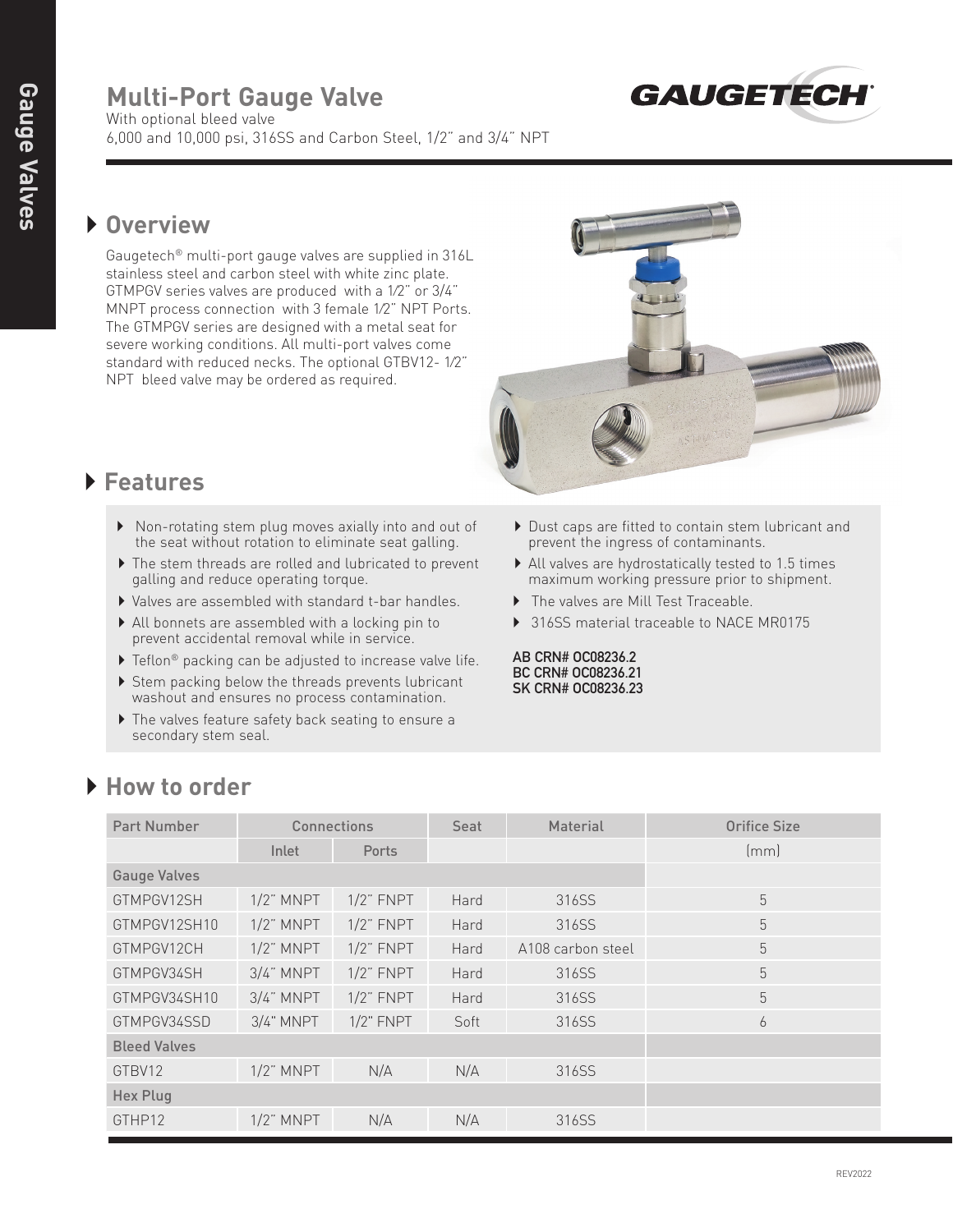# Multi-Port Gauge Valve

With optional bleed valve
6,000 and 10,000 psi, 316SS and Carbon Steel, 1/2" and 3/4" NPT

## Overview

Gaugetech® multi-port gauge valves are supplied in 316L stainless steel and carbon steel with white zinc plate. GTMPGV series valves are produced with a 1/2" or 3/4" MNPT process connection with 3 female 1/2" NPT Ports. The GTMPGV series are designed with a metal seat for severe working conditions. All multi-port valves come standard with reduced necks. The optional GTBV12- 1/2" NPT bleed valve may be ordered as required.

## Features

- Non-rotating stem plug moves axially into and out of the seat without rotation to eliminate seat galling.
- The stem threads are rolled and lubricated to prevent galling and reduce operating torque.
- Valves are assembled with standard t-bar handles.
- All bonnets are assembled with a locking pin to prevent accidental removal while in service.
- Teflon® packing can be adjusted to increase valve life.
- Stem packing below the threads prevents lubricant washout and ensures no process contamination.
- The valves feature safety back seating to ensure a secondary stem seal.
- Dust caps are fitted to contain stem lubricant and prevent the ingress of contaminants.
- All valves are hydrostatically tested to 1.5 times maximum working pressure prior to shipment.
- The valves are Mill Test Traceable.
- 316SS material traceable to NACE MR0175

AB CRN# OC08236.2
BC CRN# OC08236.21
SK CRN# OC08236.23

## How to order

| Part Number | Connections | | Seat | Material | Orifice Size |
|---|---|---|---|---|---|
| | Inlet | Ports | | | (mm) |
| Gauge Valves | | | | | |
| GTMPGV12SH | 1/2" MNPT | 1/2" FNPT | Hard | 316SS | 5 |
| GTMPGV12SH10 | 1/2" MNPT | 1/2" FNPT | Hard | 316SS | 5 |
| GTMPGV12CH | 1/2" MNPT | 1/2" FNPT | Hard | A108 carbon steel | 5 |
| GTMPGV34SH | 3/4" MNPT | 1/2" FNPT | Hard | 316SS | 5 |
| GTMPGV34SH10 | 3/4" MNPT | 1/2" FNPT | Hard | 316SS | 5 |
| GTMPGV34SSD | 3/4" MNPT | 1/2" FNPT | Soft | 316SS | 6 |
| Bleed Valves | | | | | |
| GTBV12 | 1/2" MNPT | N/A | N/A | 316SS | |
| Hex Plug | | | | | |
| GTHP12 | 1/2" MNPT | N/A | N/A | 316SS | |

REV2022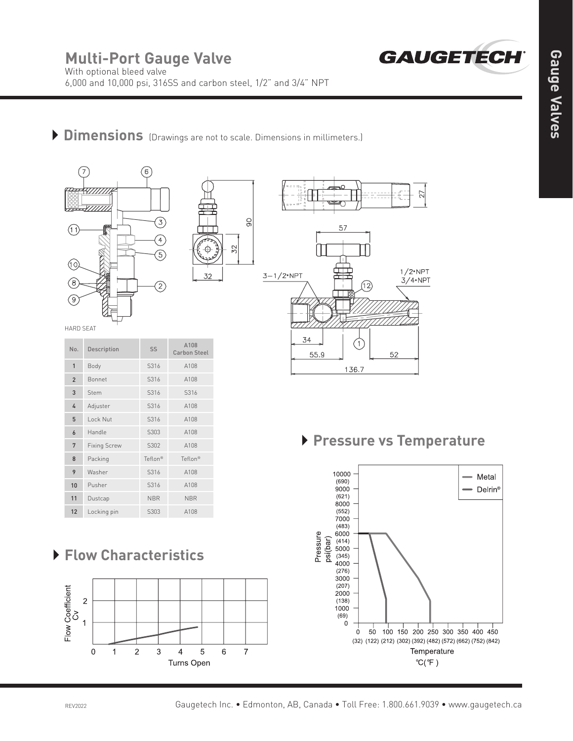# Multi-Port Gauge Valve

With optional bleed valve
6,000 and 10,000 psi, 316SS and carbon steel, 1/2" and 3/4" NPT

GAUGETECH

Gauge Valves

## Dimensions (Drawings are not to scale. Dimensions in millimeters.)

7
6
3
11
4
5
10
8
2
9
HARD SEAT

90
32
32

27
57
3−1/2•NPT
1/2•NPT
3/4•NPT
12
1
34
55.9
52
136.7

| No. | Description | SS | A108 Carbon Steel |
|---|---|---|---|
| 1 | Body | S316 | A108 |
| 2 | Bonnet | S316 | A108 |
| 3 | Stem | S316 | S316 |
| 4 | Adjuster | S316 | A108 |
| 5 | Lock Nut | S316 | A108 |
| 6 | Handle | S303 | A108 |
| 7 | Fixing Screw | S302 | A108 |
| 8 | Packing | Teflon® | Teflon® |
| 9 | Washer | S316 | A108 |
| 10 | Pusher | S316 | A108 |
| 11 | Dustcap | NBR | NBR |
| 12 | Locking pin | S303 | A108 |

## Flow Characteristics

Flow Coefficient Cv
2
1
0 1 2 3 4 5 6 7
Turns Open

## Pressure vs Temperature

Metal
Delrin®

Pressure psi(bar)
10000 (690)
9000 (621)
8000 (552)
7000 (483)
6000 (414)
5000 (345)
4000 (276)
3000 (207)
2000 (138)
1000 (69)
0

Temperature °C(°F)
0 50 100 150 200 250 300 350 400 450
(32) (122) (212) (302) (392) (482) (572) (662) (752) (842)

REV2022

Gaugetech Inc. • Edmonton, AB, Canada • Toll Free: 1.800.661.9039 • www.gaugetech.ca